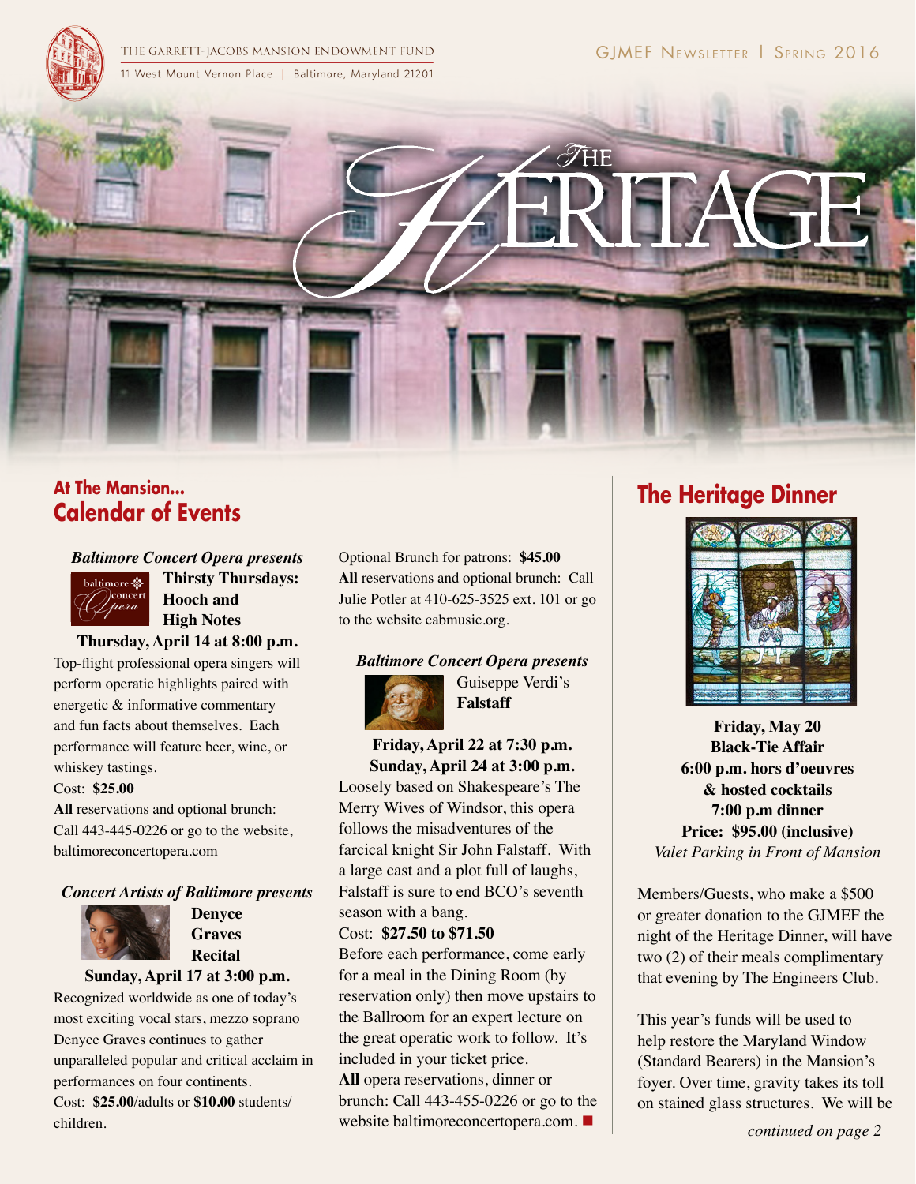THE GARRETT-JACOBS MANSION ENDOWMENT FUND
11 West Mount Vernon Place | Baltimore, Maryland 21201

GJMEF Newsletter | Spring 2016

# The Heritage

## At The Mansion...
## Calendar of Events

***Baltimore Concert Opera presents***

**Thirsty Thursdays: Hooch and High Notes**

**Thursday, April 14 at 8:00 p.m.**

Top-flight professional opera singers will perform operatic highlights paired with energetic & informative commentary and fun facts about themselves. Each performance will feature beer, wine, or whiskey tastings.

Cost: **$25.00**

**All** reservations and optional brunch: Call 443-445-0226 or go to the website, baltimoreconcertopera.com

***Concert Artists of Baltimore presents***

**Denyce Graves Recital**

**Sunday, April 17 at 3:00 p.m.**

Recognized worldwide as one of today's most exciting vocal stars, mezzo soprano Denyce Graves continues to gather unparalleled popular and critical acclaim in performances on four continents.

Cost: **$25.00**/adults or **$10.00** students/children.

Optional Brunch for patrons: **$45.00**

**All** reservations and optional brunch: Call Julie Potler at 410-625-3525 ext. 101 or go to the website cabmusic.org.

***Baltimore Concert Opera presents***

Guiseppe Verdi's **Falstaff**

**Friday, April 22 at 7:30 p.m.**
**Sunday, April 24 at 3:00 p.m.**

Loosely based on Shakespeare's The Merry Wives of Windsor, this opera follows the misadventures of the farcical knight Sir John Falstaff. With a large cast and a plot full of laughs, Falstaff is sure to end BCO's seventh season with a bang.

Cost: **$27.50 to $71.50**

Before each performance, come early for a meal in the Dining Room (by reservation only) then move upstairs to the Ballroom for an expert lecture on the great operatic work to follow. It's included in your ticket price.

**All** opera reservations, dinner or brunch: Call 443-455-0226 or go to the website baltimoreconcertopera.com. ■

## The Heritage Dinner

**Friday, May 20**
**Black-Tie Affair**
**6:00 p.m. hors d'oeuvres**
**& hosted cocktails**
**7:00 p.m dinner**
**Price: $95.00 (inclusive)**
*Valet Parking in Front of Mansion*

Members/Guests, who make a $500 or greater donation to the GJMEF the night of the Heritage Dinner, will have two (2) of their meals complimentary that evening by The Engineers Club.

This year's funds will be used to help restore the Maryland Window (Standard Bearers) in the Mansion's foyer. Over time, gravity takes its toll on stained glass structures. We will be

*continued on page 2*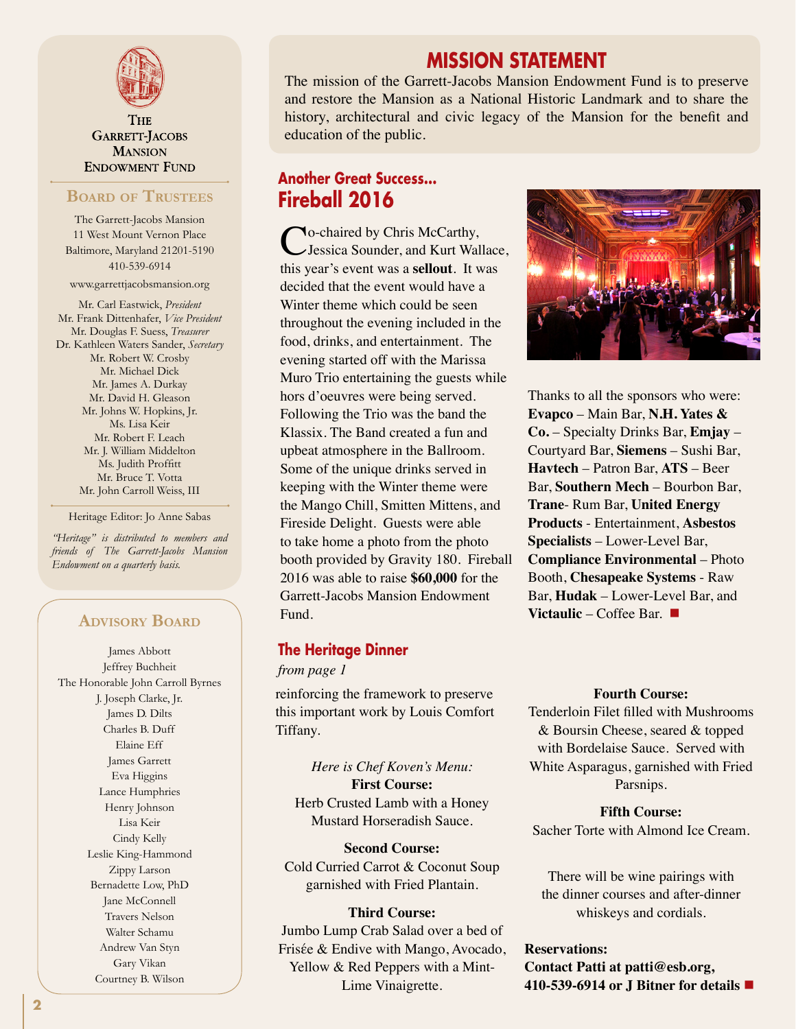THE GARRETT-JACOBS MANSION ENDOWMENT FUND

## Board of Trustees

The Garrett-Jacobs Mansion
11 West Mount Vernon Place
Baltimore, Maryland 21201-5190
410-539-6914

www.garrettjacobsmansion.org

Mr. Carl Eastwick, *President*
Mr. Frank Dittenhafer, *Vice President*
Mr. Douglas F. Suess, *Treasurer*
Dr. Kathleen Waters Sander, *Secretary*
Mr. Robert W. Crosby
Mr. Michael Dick
Mr. James A. Durkay
Mr. David H. Gleason
Mr. Johns W. Hopkins, Jr.
Ms. Lisa Keir
Mr. Robert F. Leach
Mr. J. William Middelton
Ms. Judith Proffitt
Mr. Bruce T. Votta
Mr. John Carroll Weiss, III

Heritage Editor: Jo Anne Sabas

*"Heritage" is distributed to members and friends of The Garrett-Jacobs Mansion Endowment on a quarterly basis.*

## Advisory Board

James Abbott
Jeffrey Buchheit
The Honorable John Carroll Byrnes
J. Joseph Clarke, Jr.
James D. Dilts
Charles B. Duff
Elaine Eff
James Garrett
Eva Higgins
Lance Humphries
Henry Johnson
Lisa Keir
Cindy Kelly
Leslie King-Hammond
Zippy Larson
Bernadette Low, PhD
Jane McConnell
Travers Nelson
Walter Schamu
Andrew Van Styn
Gary Vikan
Courtney B. Wilson

# MISSION STATEMENT

The mission of the Garrett-Jacobs Mansion Endowment Fund is to preserve and restore the Mansion as a National Historic Landmark and to share the history, architectural and civic legacy of the Mansion for the benefit and education of the public.

## Another Great Success... Fireball 2016

Co-chaired by Chris McCarthy, Jessica Sounder, and Kurt Wallace, this year's event was a **sellout**. It was decided that the event would have a Winter theme which could be seen throughout the evening included in the food, drinks, and entertainment. The evening started off with the Marissa Muro Trio entertaining the guests while hors d'oeuvres were being served. Following the Trio was the band the Klassix. The Band created a fun and upbeat atmosphere in the Ballroom. Some of the unique drinks served in keeping with the Winter theme were the Mango Chill, Smitten Mittens, and Fireside Delight. Guests were able to take home a photo from the photo booth provided by Gravity 180. Fireball 2016 was able to raise **$60,000** for the Garrett-Jacobs Mansion Endowment Fund.

Thanks to all the sponsors who were: **Evapco** – Main Bar, **N.H. Yates & Co.** – Specialty Drinks Bar, **Emjay** – Courtyard Bar, **Siemens** – Sushi Bar, **Havtech** – Patron Bar, **ATS** – Beer Bar, **Southern Mech** – Bourbon Bar, **Trane**- Rum Bar, **United Energy Products** - Entertainment, **Asbestos Specialists** – Lower-Level Bar, **Compliance Environmental** – Photo Booth, **Chesapeake Systems** - Raw Bar, **Hudak** – Lower-Level Bar, and **Victaulic** – Coffee Bar. ■

## The Heritage Dinner

*from page 1*

reinforcing the framework to preserve this important work by Louis Comfort Tiffany.

*Here is Chef Koven's Menu:*

**First Course:**
Herb Crusted Lamb with a Honey Mustard Horseradish Sauce.

**Second Course:**
Cold Curried Carrot & Coconut Soup garnished with Fried Plantain.

**Third Course:**
Jumbo Lump Crab Salad over a bed of Frisée & Endive with Mango, Avocado, Yellow & Red Peppers with a Mint-Lime Vinaigrette.

**Fourth Course:**
Tenderloin Filet filled with Mushrooms & Boursin Cheese, seared & topped with Bordelaise Sauce. Served with White Asparagus, garnished with Fried Parsnips.

**Fifth Course:**
Sacher Torte with Almond Ice Cream.

There will be wine pairings with the dinner courses and after-dinner whiskeys and cordials.

**Reservations:**
**Contact Patti at patti@esb.org, 410-539-6914 or J Bitner for details** ■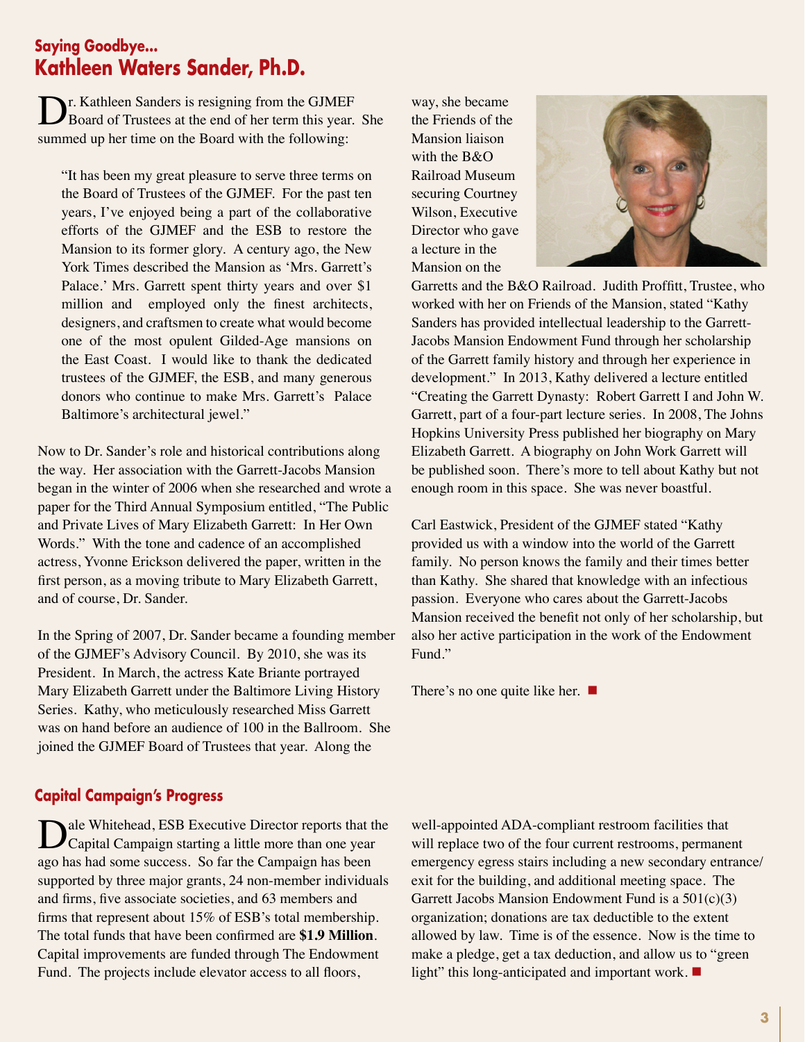## Saying Goodbye...
## Kathleen Waters Sander, Ph.D.

Dr. Kathleen Sanders is resigning from the GJMEF Board of Trustees at the end of her term this year. She summed up her time on the Board with the following:

> "It has been my great pleasure to serve three terms on the Board of Trustees of the GJMEF. For the past ten years, I've enjoyed being a part of the collaborative efforts of the GJMEF and the ESB to restore the Mansion to its former glory. A century ago, the New York Times described the Mansion as 'Mrs. Garrett's Palace.' Mrs. Garrett spent thirty years and over $1 million and employed only the finest architects, designers, and craftsmen to create what would become one of the most opulent Gilded-Age mansions on the East Coast. I would like to thank the dedicated trustees of the GJMEF, the ESB, and many generous donors who continue to make Mrs. Garrett's Palace Baltimore's architectural jewel."

Now to Dr. Sander's role and historical contributions along the way. Her association with the Garrett-Jacobs Mansion began in the winter of 2006 when she researched and wrote a paper for the Third Annual Symposium entitled, "The Public and Private Lives of Mary Elizabeth Garrett: In Her Own Words." With the tone and cadence of an accomplished actress, Yvonne Erickson delivered the paper, written in the first person, as a moving tribute to Mary Elizabeth Garrett, and of course, Dr. Sander.

In the Spring of 2007, Dr. Sander became a founding member of the GJMEF's Advisory Council. By 2010, she was its President. In March, the actress Kate Briante portrayed Mary Elizabeth Garrett under the Baltimore Living History Series. Kathy, who meticulously researched Miss Garrett was on hand before an audience of 100 in the Ballroom. She joined the GJMEF Board of Trustees that year. Along the way, she became the Friends of the Mansion liaison with the B&O Railroad Museum securing Courtney Wilson, Executive Director who gave a lecture in the Mansion on the Garretts and the B&O Railroad. Judith Proffitt, Trustee, who worked with her on Friends of the Mansion, stated "Kathy Sanders has provided intellectual leadership to the Garrett-Jacobs Mansion Endowment Fund through her scholarship of the Garrett family history and through her experience in development." In 2013, Kathy delivered a lecture entitled "Creating the Garrett Dynasty: Robert Garrett I and John W. Garrett, part of a four-part lecture series. In 2008, The Johns Hopkins University Press published her biography on Mary Elizabeth Garrett. A biography on John Work Garrett will be published soon. There's more to tell about Kathy but not enough room in this space. She was never boastful.

Carl Eastwick, President of the GJMEF stated "Kathy provided us with a window into the world of the Garrett family. No person knows the family and their times better than Kathy. She shared that knowledge with an infectious passion. Everyone who cares about the Garrett-Jacobs Mansion received the benefit not only of her scholarship, but also her active participation in the work of the Endowment Fund."

There's no one quite like her. ■

## Capital Campaign's Progress

Dale Whitehead, ESB Executive Director reports that the Capital Campaign starting a little more than one year ago has had some success. So far the Campaign has been supported by three major grants, 24 non-member individuals and firms, five associate societies, and 63 members and firms that represent about 15% of ESB's total membership. The total funds that have been confirmed are **$1.9 Million**. Capital improvements are funded through The Endowment Fund. The projects include elevator access to all floors, well-appointed ADA-compliant restroom facilities that will replace two of the four current restrooms, permanent emergency egress stairs including a new secondary entrance/exit for the building, and additional meeting space. The Garrett Jacobs Mansion Endowment Fund is a 501(c)(3) organization; donations are tax deductible to the extent allowed by law. Time is of the essence. Now is the time to make a pledge, get a tax deduction, and allow us to "green light" this long-anticipated and important work. ■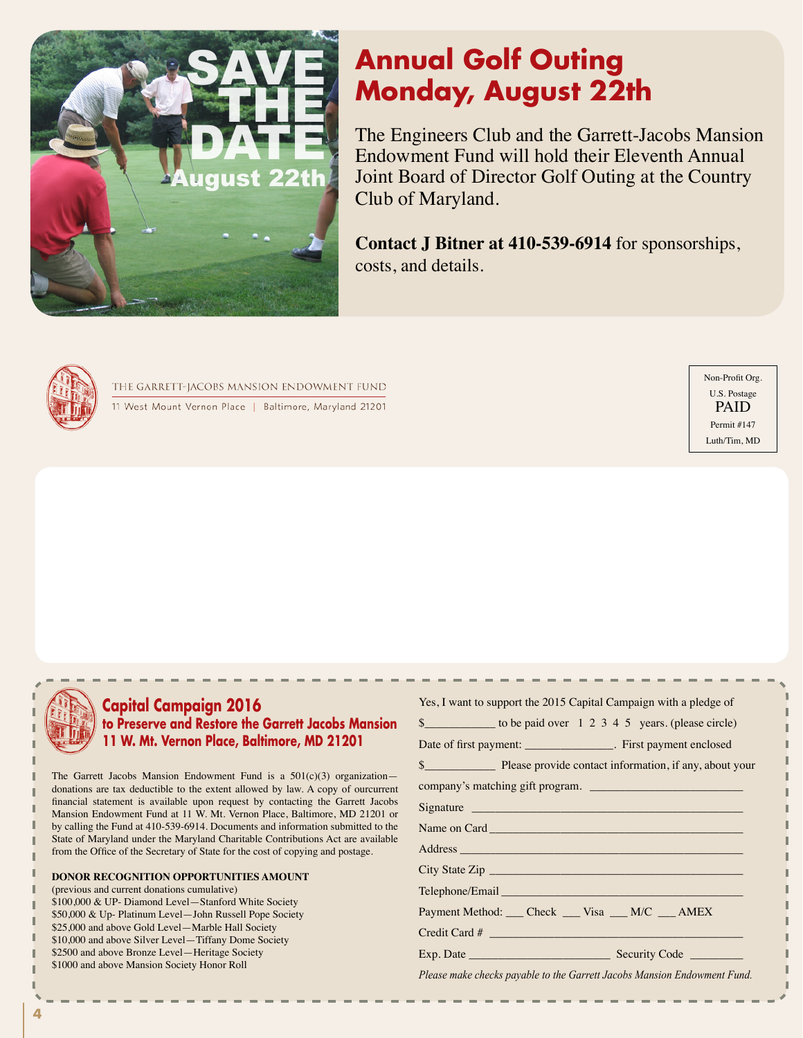SAVE THE DATE
August 22th

# Annual Golf Outing Monday, August 22th

The Engineers Club and the Garrett-Jacobs Mansion Endowment Fund will hold their Eleventh Annual Joint Board of Director Golf Outing at the Country Club of Maryland.

**Contact J Bitner at 410-539-6914** for sponsorships, costs, and details.

THE GARRETT-JACOBS MANSION ENDOWMENT FUND
11 West Mount Vernon Place | Baltimore, Maryland 21201

Non-Profit Org.
U.S. Postage
PAID
Permit #147
Luth/Tim, MD

## Capital Campaign 2016
### to Preserve and Restore the Garrett Jacobs Mansion 11 W. Mt. Vernon Place, Baltimore, MD 21201

The Garrett Jacobs Mansion Endowment Fund is a 501(c)(3) organization—donations are tax deductible to the extent allowed by law. A copy of ourcurrent financial statement is available upon request by contacting the Garrett Jacobs Mansion Endowment Fund at 11 W. Mt. Vernon Place, Baltimore, MD 21201 or by calling the Fund at 410-539-6914. Documents and information submitted to the State of Maryland under the Maryland Charitable Contributions Act are available from the Office of the Secretary of State for the cost of copying and postage.

**DONOR RECOGNITION OPPORTUNITIES AMOUNT**
(previous and current donations cumulative)
$100,000 & UP- Diamond Level—Stanford White Society
$50,000 & Up- Platinum Level—John Russell Pope Society
$25,000 and above Gold Level—Marble Hall Society
$10,000 and above Silver Level—Tiffany Dome Society
$2500 and above Bronze Level—Heritage Society
$1000 and above Mansion Society Honor Roll

Yes, I want to support the 2015 Capital Campaign with a pledge of $___________ to be paid over 1 2 3 4 5 years. (please circle)

Date of first payment: ______________. First payment enclosed $___________ Please provide contact information, if any, about your company's matching gift program. ________________________

Signature ___________________________________________

Name on Card_______________________________________

Address ____________________________________________

City State Zip _______________________________________

Telephone/Email _____________________________________

Payment Method: ___ Check ___ Visa ___ M/C ___ AMEX

Credit Card # _______________________________________

Exp. Date ______________________ Security Code ________

*Please make checks payable to the Garrett Jacobs Mansion Endowment Fund.*